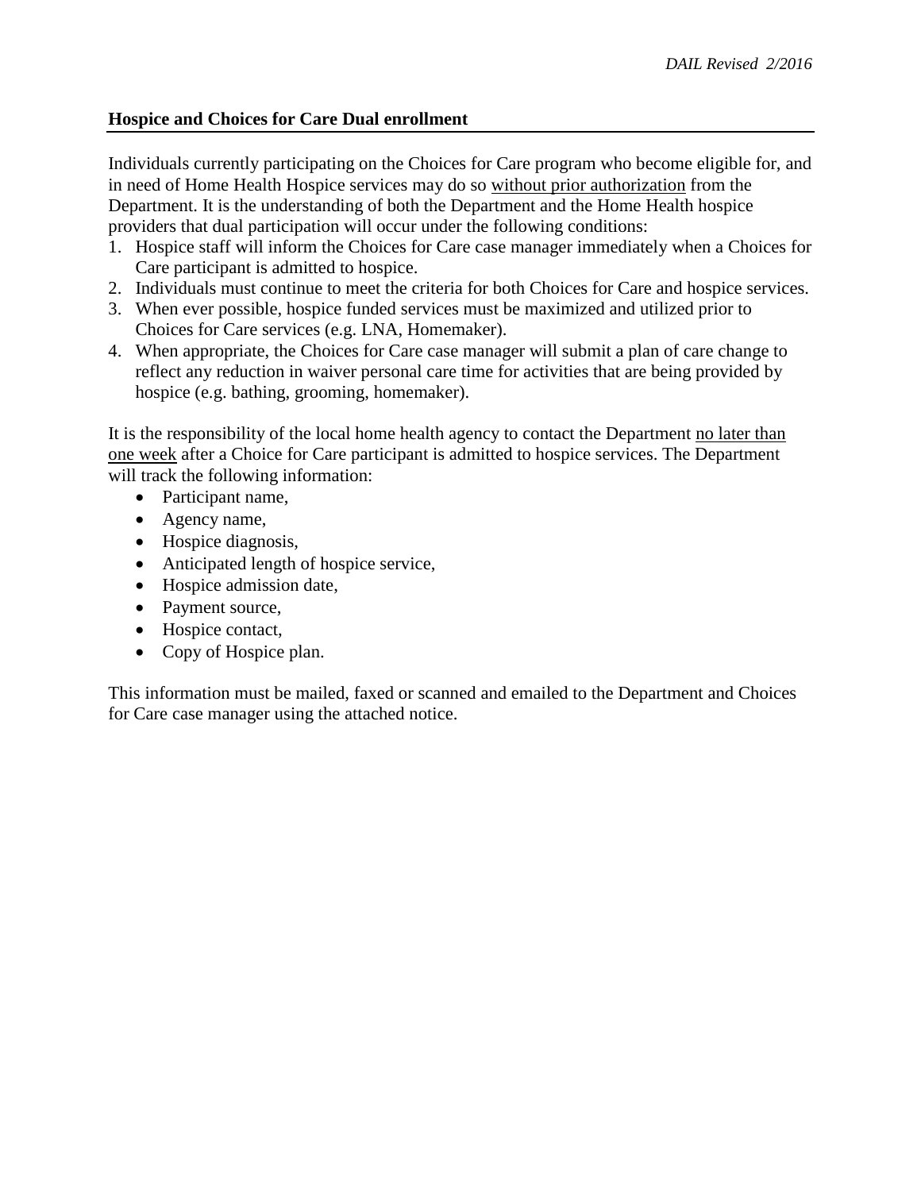*DAIL Revised 2/2016*

## Hospice and Choices for Care Dual enrollment

Individuals currently participating on the Choices for Care program who become eligible for, and in need of Home Health Hospice services may do so <u>without prior authorization</u> from the Department. It is the understanding of both the Department and the Home Health hospice providers that dual participation will occur under the following conditions:

1. Hospice staff will inform the Choices for Care case manager immediately when a Choices for Care participant is admitted to hospice.
2. Individuals must continue to meet the criteria for both Choices for Care and hospice services.
3. When ever possible, hospice funded services must be maximized and utilized prior to Choices for Care services (e.g. LNA, Homemaker).
4. When appropriate, the Choices for Care case manager will submit a plan of care change to reflect any reduction in waiver personal care time for activities that are being provided by hospice (e.g. bathing, grooming, homemaker).

It is the responsibility of the local home health agency to contact the Department <u>no later than one week</u> after a Choice for Care participant is admitted to hospice services. The Department will track the following information:

- Participant name,
- Agency name,
- Hospice diagnosis,
- Anticipated length of hospice service,
- Hospice admission date,
- Payment source,
- Hospice contact,
- Copy of Hospice plan.

This information must be mailed, faxed or scanned and emailed to the Department and Choices for Care case manager using the attached notice.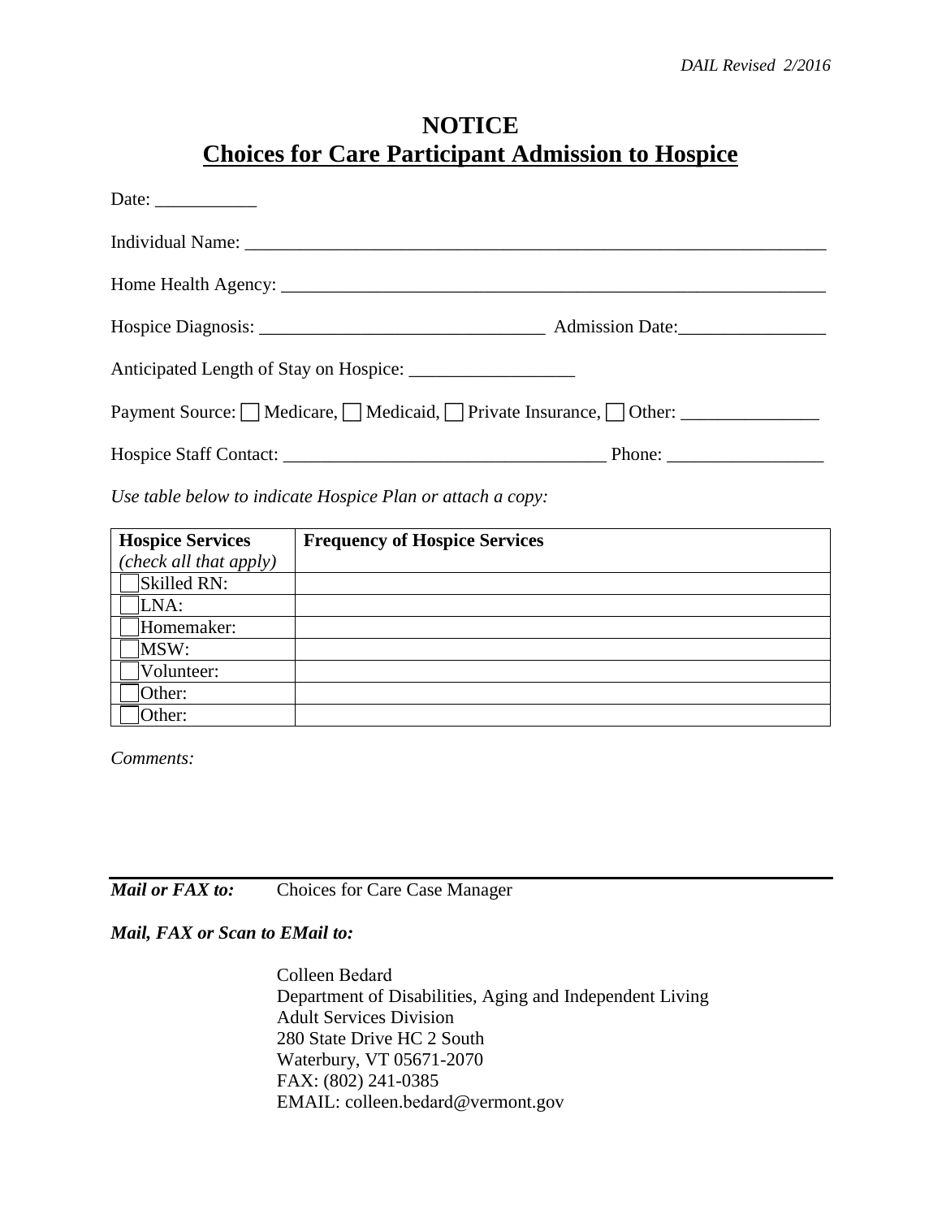*DAIL Revised 2/2016*

# NOTICE

## Choices for Care Participant Admission to Hospice

Date: ___________

Individual Name: ________________________________________________________________

Home Health Agency: ______________________________________________________________

Hospice Diagnosis: ______________________________ Admission Date:________________

Anticipated Length of Stay on Hospice: __________________

Payment Source: ☐ Medicare, ☐ Medicaid, ☐ Private Insurance, ☐ Other: _______________

Hospice Staff Contact: __________________________________ Phone: _________________

*Use table below to indicate Hospice Plan or attach a copy:*

| **Hospice Services** *(check all that apply)* | **Frequency of Hospice Services** |
|---|---|
| ☐ Skilled RN: | |
| ☐ LNA: | |
| ☐ Homemaker: | |
| ☐ MSW: | |
| ☐ Volunteer: | |
| ☐ Other: | |
| ☐ Other: | |

*Comments:*

---

***Mail or FAX to:*** Choices for Care Case Manager

***Mail, FAX or Scan to EMail to:***

Colleen Bedard
Department of Disabilities, Aging and Independent Living
Adult Services Division
280 State Drive HC 2 South
Waterbury, VT 05671-2070
FAX: (802) 241-0385
EMAIL: colleen.bedard@vermont.gov